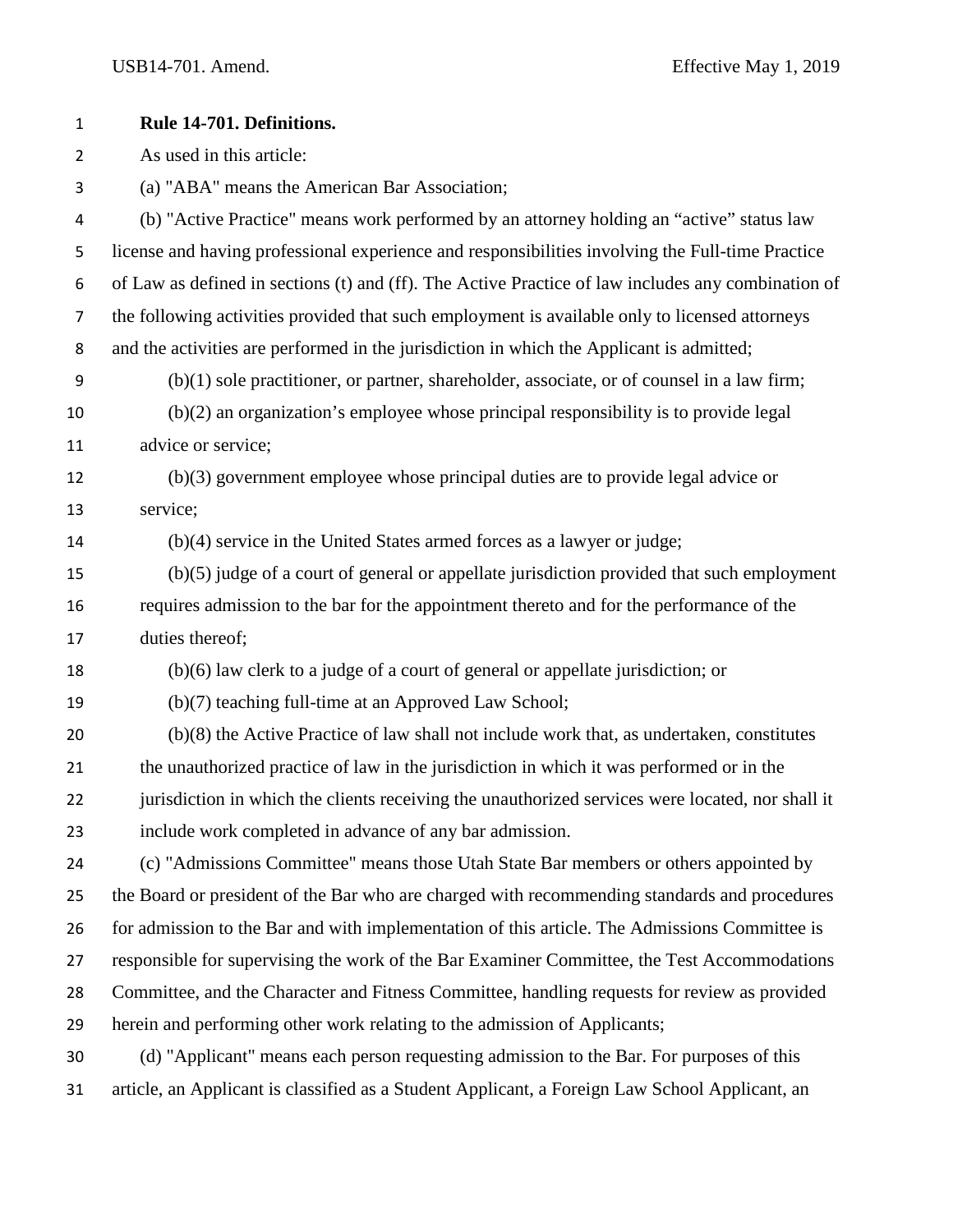**Rule 14-701. Definitions.**

As used in this article:

(a) "ABA" means the American Bar Association;

(b) "Active Practice" means work performed by an attorney holding an "active" status law license and having professional experience and responsibilities involving the Full-time Practice of Law as defined in sections (t) and (ff). The Active Practice of law includes any combination of the following activities provided that such employment is available only to licensed attorneys and the activities are performed in the jurisdiction in which the Applicant is admitted;

(b)(1) sole practitioner, or partner, shareholder, associate, or of counsel in a law firm;

(b)(2) an organization's employee whose principal responsibility is to provide legal advice or service;

(b)(3) government employee whose principal duties are to provide legal advice or service;

(b)(4) service in the United States armed forces as a lawyer or judge;

(b)(5) judge of a court of general or appellate jurisdiction provided that such employment requires admission to the bar for the appointment thereto and for the performance of the duties thereof;

(b)(6) law clerk to a judge of a court of general or appellate jurisdiction; or

(b)(7) teaching full-time at an Approved Law School;

(b)(8) the Active Practice of law shall not include work that, as undertaken, constitutes the unauthorized practice of law in the jurisdiction in which it was performed or in the jurisdiction in which the clients receiving the unauthorized services were located, nor shall it include work completed in advance of any bar admission.

(c) "Admissions Committee" means those Utah State Bar members or others appointed by the Board or president of the Bar who are charged with recommending standards and procedures for admission to the Bar and with implementation of this article. The Admissions Committee is responsible for supervising the work of the Bar Examiner Committee, the Test Accommodations Committee, and the Character and Fitness Committee, handling requests for review as provided herein and performing other work relating to the admission of Applicants;

(d) "Applicant" means each person requesting admission to the Bar. For purposes of this article, an Applicant is classified as a Student Applicant, a Foreign Law School Applicant, an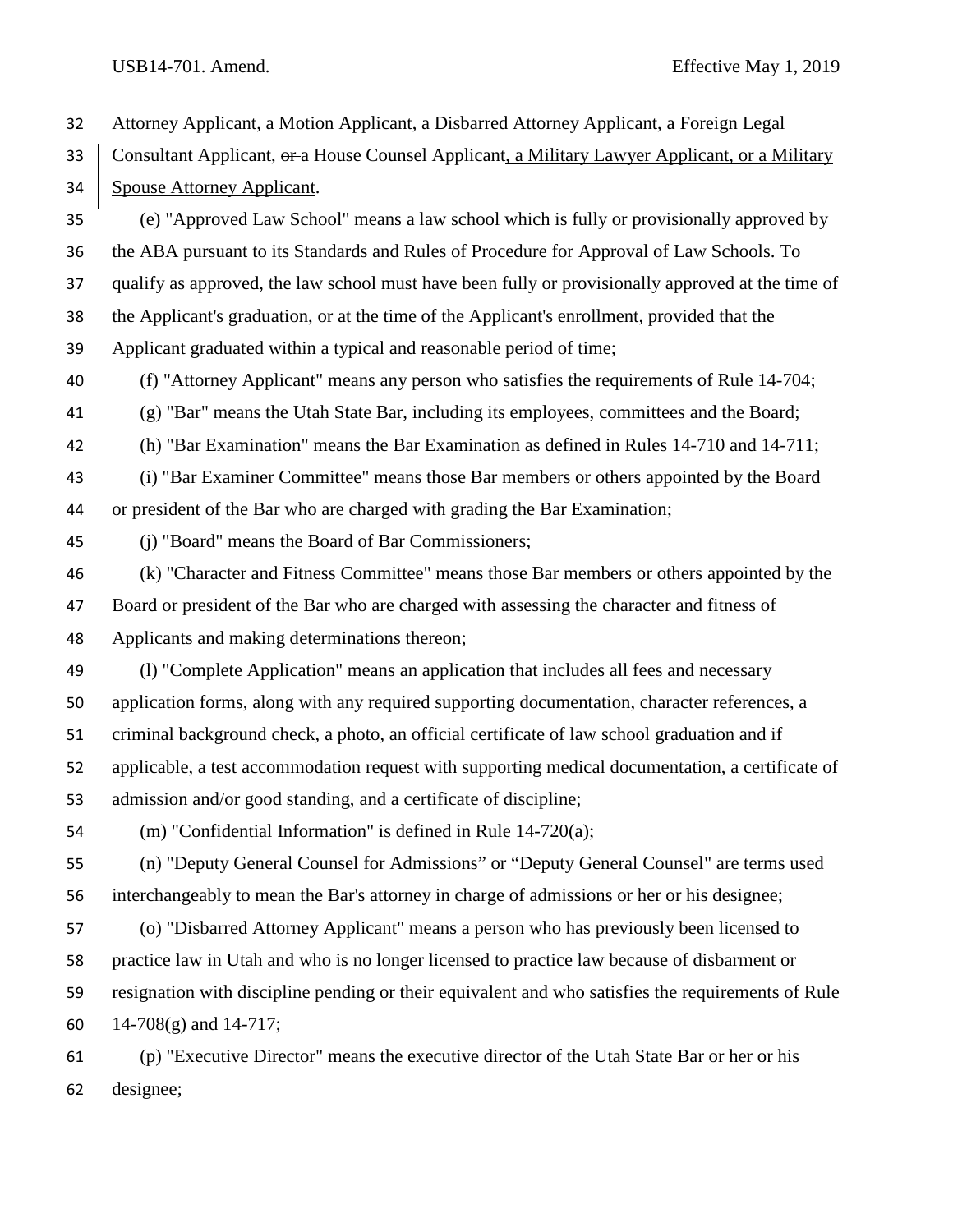Attorney Applicant, a Motion Applicant, a Disbarred Attorney Applicant, a Foreign Legal Consultant Applicant, ~~or~~ a House Counsel Applicant, a Military Lawyer Applicant, or a Military Spouse Attorney Applicant.

(e) "Approved Law School" means a law school which is fully or provisionally approved by the ABA pursuant to its Standards and Rules of Procedure for Approval of Law Schools. To qualify as approved, the law school must have been fully or provisionally approved at the time of the Applicant's graduation, or at the time of the Applicant's enrollment, provided that the Applicant graduated within a typical and reasonable period of time;

(f) "Attorney Applicant" means any person who satisfies the requirements of Rule 14-704;

(g) "Bar" means the Utah State Bar, including its employees, committees and the Board;

(h) "Bar Examination" means the Bar Examination as defined in Rules 14-710 and 14-711;

(i) "Bar Examiner Committee" means those Bar members or others appointed by the Board or president of the Bar who are charged with grading the Bar Examination;

(j) "Board" means the Board of Bar Commissioners;

(k) "Character and Fitness Committee" means those Bar members or others appointed by the Board or president of the Bar who are charged with assessing the character and fitness of Applicants and making determinations thereon;

(l) "Complete Application" means an application that includes all fees and necessary application forms, along with any required supporting documentation, character references, a criminal background check, a photo, an official certificate of law school graduation and if applicable, a test accommodation request with supporting medical documentation, a certificate of admission and/or good standing, and a certificate of discipline;

(m) "Confidential Information" is defined in Rule 14-720(a);

(n) "Deputy General Counsel for Admissions" or "Deputy General Counsel" are terms used interchangeably to mean the Bar's attorney in charge of admissions or her or his designee;

(o) "Disbarred Attorney Applicant" means a person who has previously been licensed to practice law in Utah and who is no longer licensed to practice law because of disbarment or resignation with discipline pending or their equivalent and who satisfies the requirements of Rule 14-708(g) and 14-717;

(p) "Executive Director" means the executive director of the Utah State Bar or her or his designee;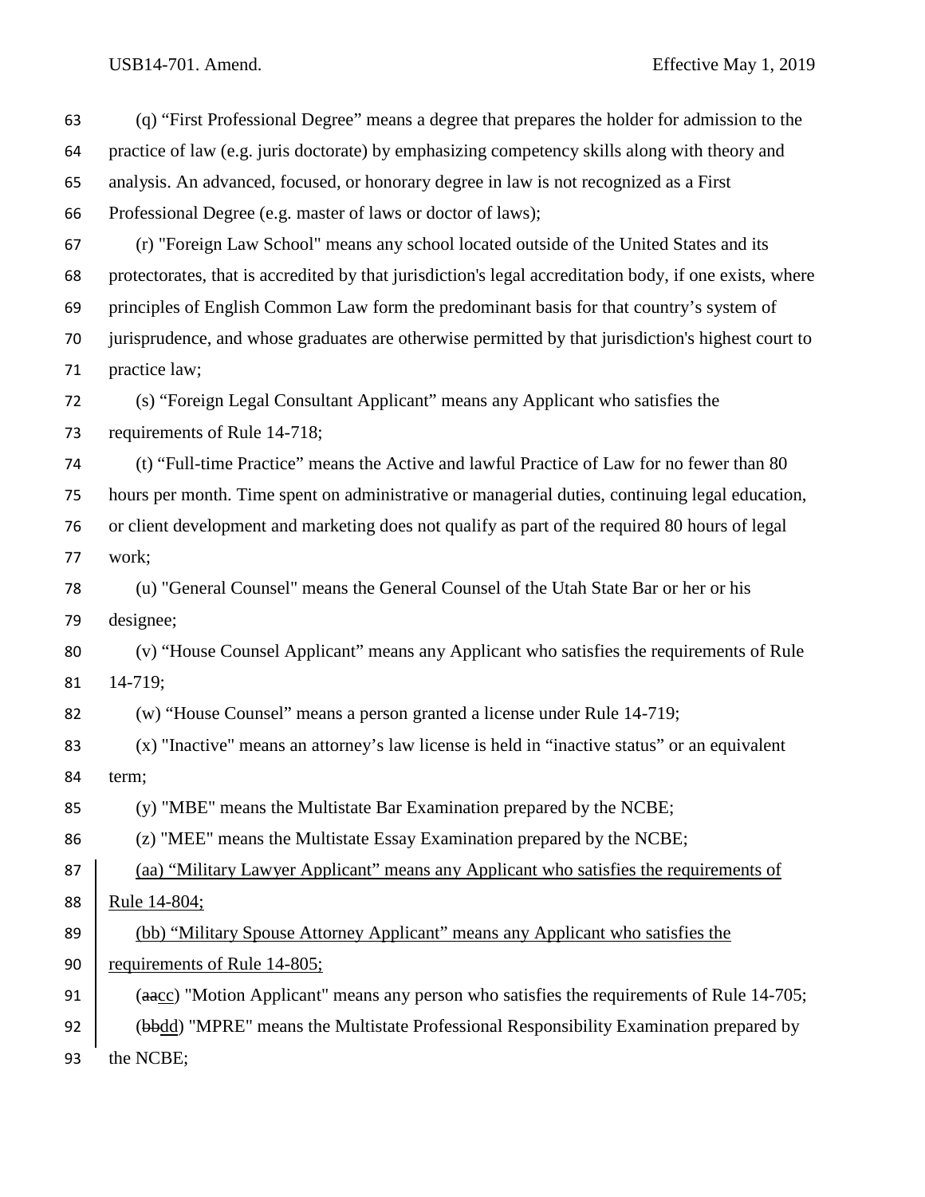(q) "First Professional Degree" means a degree that prepares the holder for admission to the practice of law (e.g. juris doctorate) by emphasizing competency skills along with theory and analysis. An advanced, focused, or honorary degree in law is not recognized as a First Professional Degree (e.g. master of laws or doctor of laws);

(r) "Foreign Law School" means any school located outside of the United States and its protectorates, that is accredited by that jurisdiction's legal accreditation body, if one exists, where principles of English Common Law form the predominant basis for that country's system of jurisprudence, and whose graduates are otherwise permitted by that jurisdiction's highest court to practice law;

(s) "Foreign Legal Consultant Applicant" means any Applicant who satisfies the requirements of Rule 14-718;

(t) "Full-time Practice" means the Active and lawful Practice of Law for no fewer than 80 hours per month. Time spent on administrative or managerial duties, continuing legal education, or client development and marketing does not qualify as part of the required 80 hours of legal work;

(u) "General Counsel" means the General Counsel of the Utah State Bar or her or his designee;

(v) "House Counsel Applicant" means any Applicant who satisfies the requirements of Rule 14-719;

(w) "House Counsel" means a person granted a license under Rule 14-719;

(x) "Inactive" means an attorney's law license is held in "inactive status" or an equivalent term;

(y) "MBE" means the Multistate Bar Examination prepared by the NCBE;

(z) "MEE" means the Multistate Essay Examination prepared by the NCBE;

<ins>(aa) "Military Lawyer Applicant" means any Applicant who satisfies the requirements of Rule 14-804;</ins>

<ins>(bb) "Military Spouse Attorney Applicant" means any Applicant who satisfies the requirements of Rule 14-805;</ins>

(~~aa~~<ins>cc</ins>) "Motion Applicant" means any person who satisfies the requirements of Rule 14-705;

(~~bb~~<ins>dd</ins>) "MPRE" means the Multistate Professional Responsibility Examination prepared by the NCBE;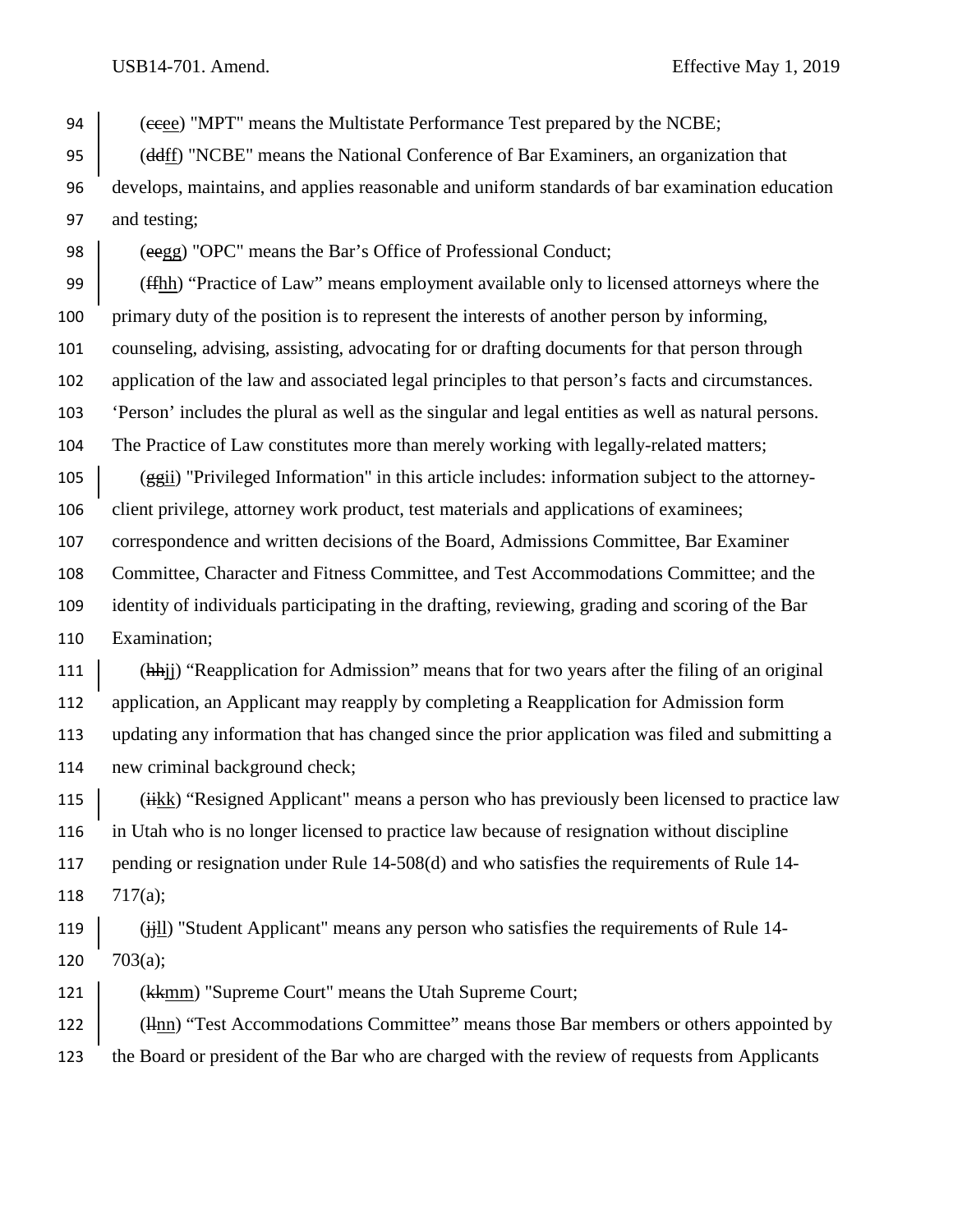(~~cc~~ee) "MPT" means the Multistate Performance Test prepared by the NCBE;

(~~dd~~ff) "NCBE" means the National Conference of Bar Examiners, an organization that develops, maintains, and applies reasonable and uniform standards of bar examination education and testing;

(~~ee~~gg) "OPC" means the Bar's Office of Professional Conduct;

(~~ff~~hh) "Practice of Law" means employment available only to licensed attorneys where the primary duty of the position is to represent the interests of another person by informing, counseling, advising, assisting, advocating for or drafting documents for that person through application of the law and associated legal principles to that person's facts and circumstances. 'Person' includes the plural as well as the singular and legal entities as well as natural persons. The Practice of Law constitutes more than merely working with legally-related matters;

(~~gg~~ii) "Privileged Information" in this article includes: information subject to the attorney-client privilege, attorney work product, test materials and applications of examinees; correspondence and written decisions of the Board, Admissions Committee, Bar Examiner Committee, Character and Fitness Committee, and Test Accommodations Committee; and the identity of individuals participating in the drafting, reviewing, grading and scoring of the Bar Examination;

(~~hh~~jj) "Reapplication for Admission" means that for two years after the filing of an original application, an Applicant may reapply by completing a Reapplication for Admission form updating any information that has changed since the prior application was filed and submitting a new criminal background check;

(~~ii~~kk) "Resigned Applicant" means a person who has previously been licensed to practice law in Utah who is no longer licensed to practice law because of resignation without discipline pending or resignation under Rule 14-508(d) and who satisfies the requirements of Rule 14-717(a);

(~~jj~~ll) "Student Applicant" means any person who satisfies the requirements of Rule 14-703(a);

(~~kk~~mm) "Supreme Court" means the Utah Supreme Court;

(~~ll~~nn) "Test Accommodations Committee" means those Bar members or others appointed by the Board or president of the Bar who are charged with the review of requests from Applicants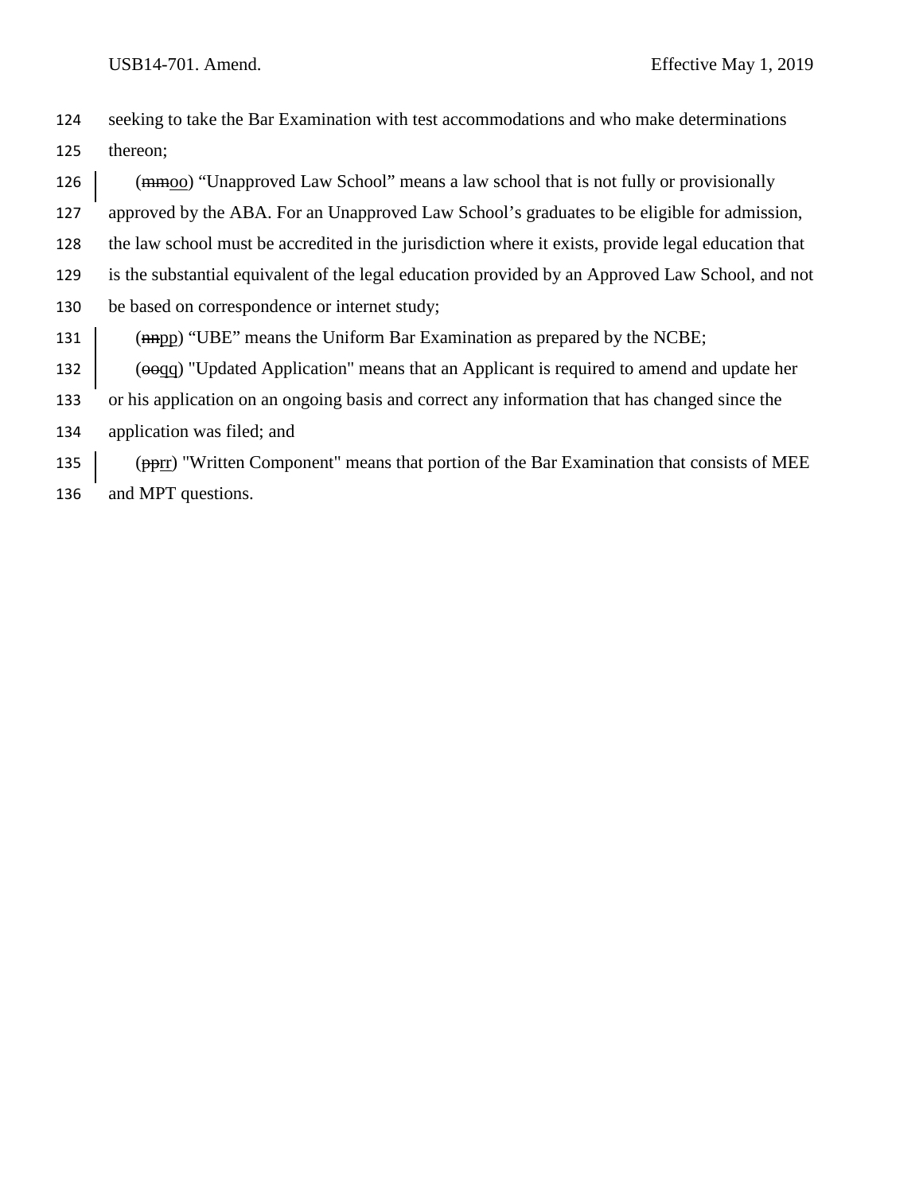seeking to take the Bar Examination with test accommodations and who make determinations thereon;

(~~mm~~oo) “Unapproved Law School” means a law school that is not fully or provisionally approved by the ABA. For an Unapproved Law School’s graduates to be eligible for admission, the law school must be accredited in the jurisdiction where it exists, provide legal education that is the substantial equivalent of the legal education provided by an Approved Law School, and not be based on correspondence or internet study;

(~~nn~~pp) “UBE” means the Uniform Bar Examination as prepared by the NCBE;

(~~oo~~qq) "Updated Application" means that an Applicant is required to amend and update her or his application on an ongoing basis and correct any information that has changed since the application was filed; and

(~~pp~~rr) "Written Component" means that portion of the Bar Examination that consists of MEE and MPT questions.